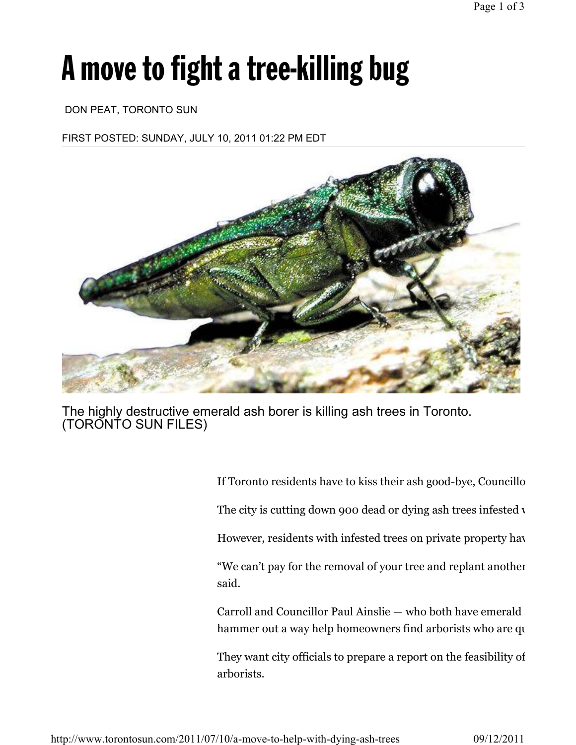# A move to fight a tree-killing bug

DON PEAT, TORONTO SUN

FIRST POSTED: SUNDAY, JULY 10, 2011 01:22 PM EDT

The highly destructive emerald ash borer is killing ash trees in Toronto. (TORONTO SUN FILES)

If Toronto residents have to kiss their ash good-bye, Councillo

The city is cutting down 900 dead or dying ash trees infested v

However, residents with infested trees on private property hav

"We can't pay for the removal of your tree and replant anothe said.

Carroll and Councillor Paul Ainslie — who both have emerald hammer out a way help homeowners find arborists who are qu

They want city officials to prepare a report on the feasibility of arborists.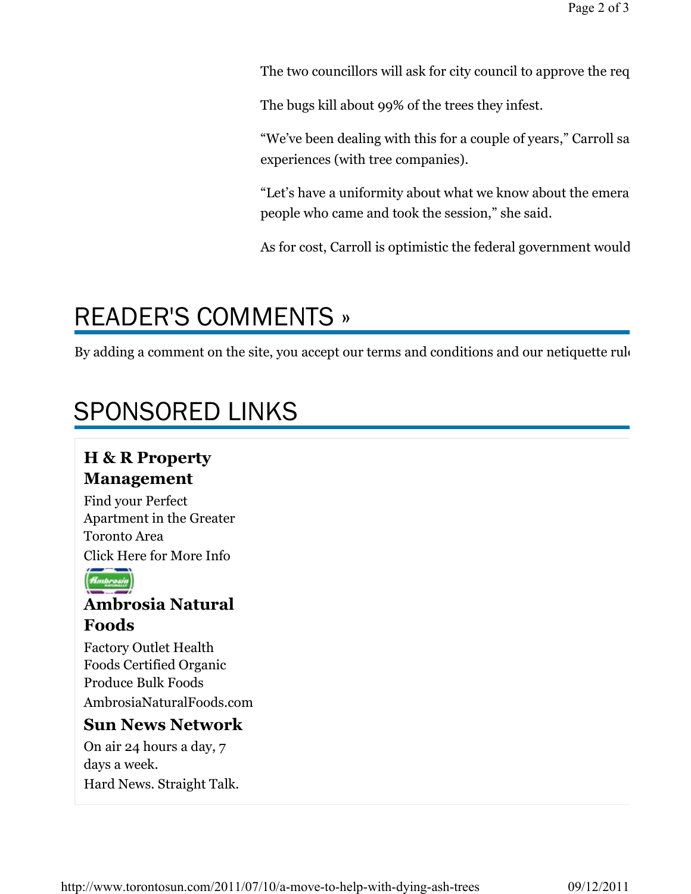The two councillors will ask for city council to approve the req

The bugs kill about 99% of the trees they infest.

"We've been dealing with this for a couple of years," Carroll sa experiences (with tree companies).

"Let's have a uniformity about what we know about the emera people who came and took the session," she said.

As for cost, Carroll is optimistic the federal government would

# READER'S COMMENTS »

By adding a comment on the site, you accept our terms and conditions and our netiquette rul

# SPONSORED LINKS

### H & R Property Management

Find your Perfect Apartment in the Greater Toronto Area

Click Here for More Info

### Ambrosia Natural Foods

Factory Outlet Health Foods Certified Organic Produce Bulk Foods

AmbrosiaNaturalFoods.com

### Sun News Network

On air 24 hours a day, 7 days a week.

Hard News. Straight Talk.